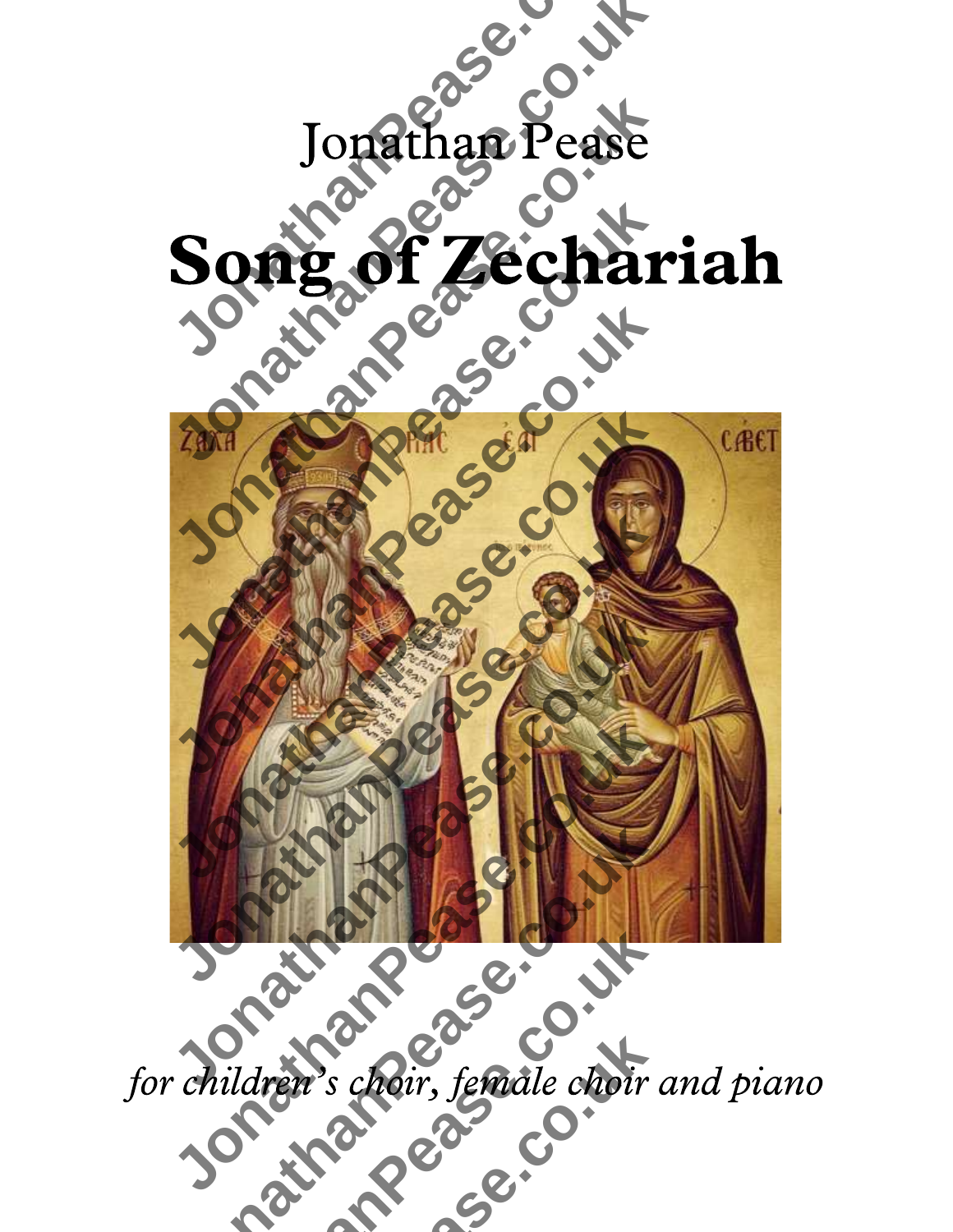Jonathan Pease

# Song of Zechariah

*for children's choir, female choir and piano*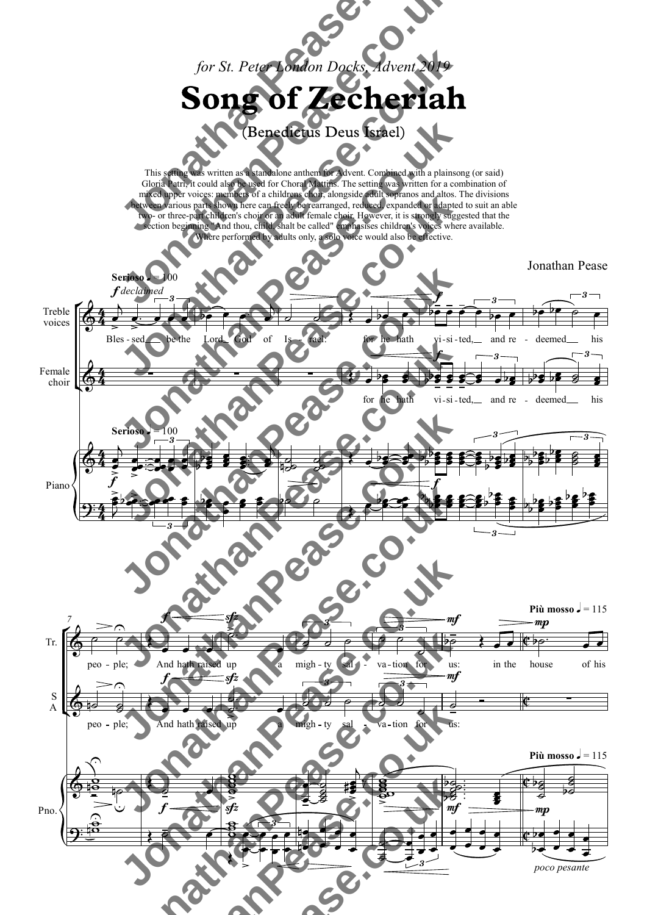*for St. Peter London Docks, Advent 2019*

# Song of Zecheriah

(Benedictus Deus Israel)

This setting was written as a standalone anthem for Advent. Combined with a plainsong (or said) Gloria Patri, it could also be used for Choral Mattins. The setting was written for a combination of mixed upper voices: members of a childrens choir, alongside adult sopranos and altos. The divisions between various parts shown here can freely be rearranged, reduced, expanded or adapted to suit an able two- or three-part children's choir or an adult female choir. However, it is strongly suggested that the section beginning "And thou, child, shalt be called" emphasises children's voices where available. Where performed by adults only, a solo voice would also be effective.

Jonathan Pease

**Serioso** ♩ = 100

*f declaimed*

Treble voices: Bles - sed be the Lord God of Is - rael: for he hath vi - si - ted, and re - deemed his

Female choir: for he hath vi - si - ted, and re - deemed his

Piano

7

Tr.: peo - ple; And hath raised up a migh - ty sal - va - tion for us: in the house of his

S A: peo - ple; And hath raised up a migh - ty sal - va - tion for us:

Pno.

**Più mosso** ♩ = 115

*poco pesante*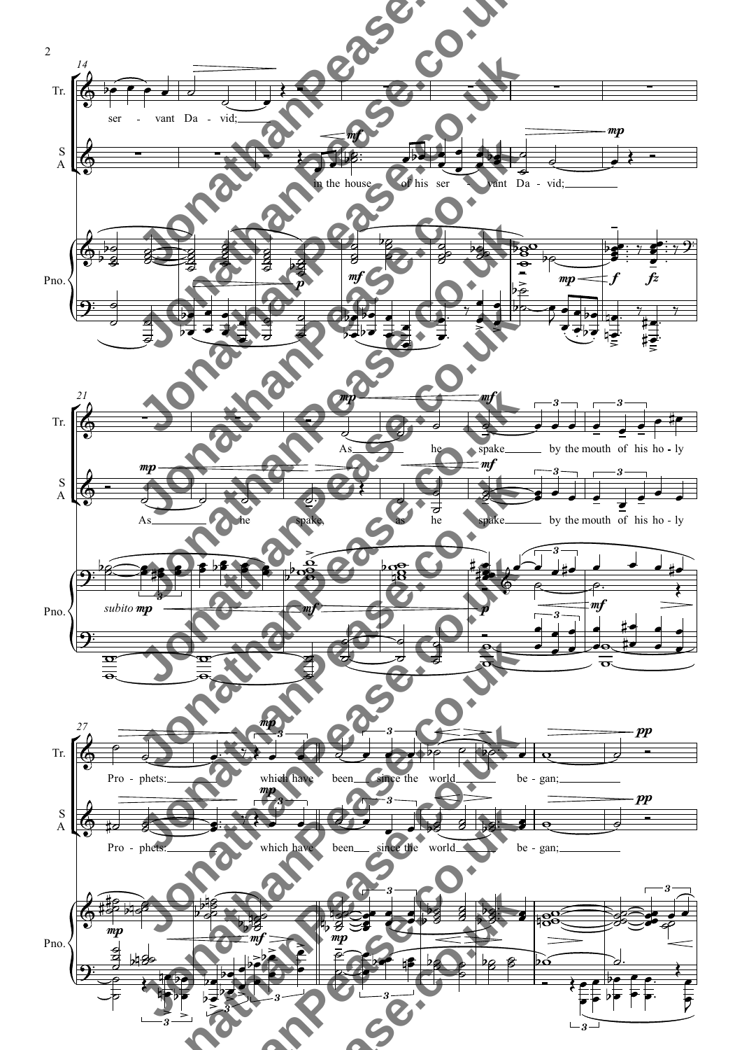Tr.

ser - vant Da - vid;

S A

in the house of his ser - vant Da - vid;

Pno.

Tr.

As he spake by the mouth of his ho - ly

S A

As he spake, as he spake by the mouth of his ho - ly

Pno.

subito *mp*

Tr.

Pro - phets: which have been since the world be - gan;

S A

Pro - phets: which have been since the world be - gan;

Pno.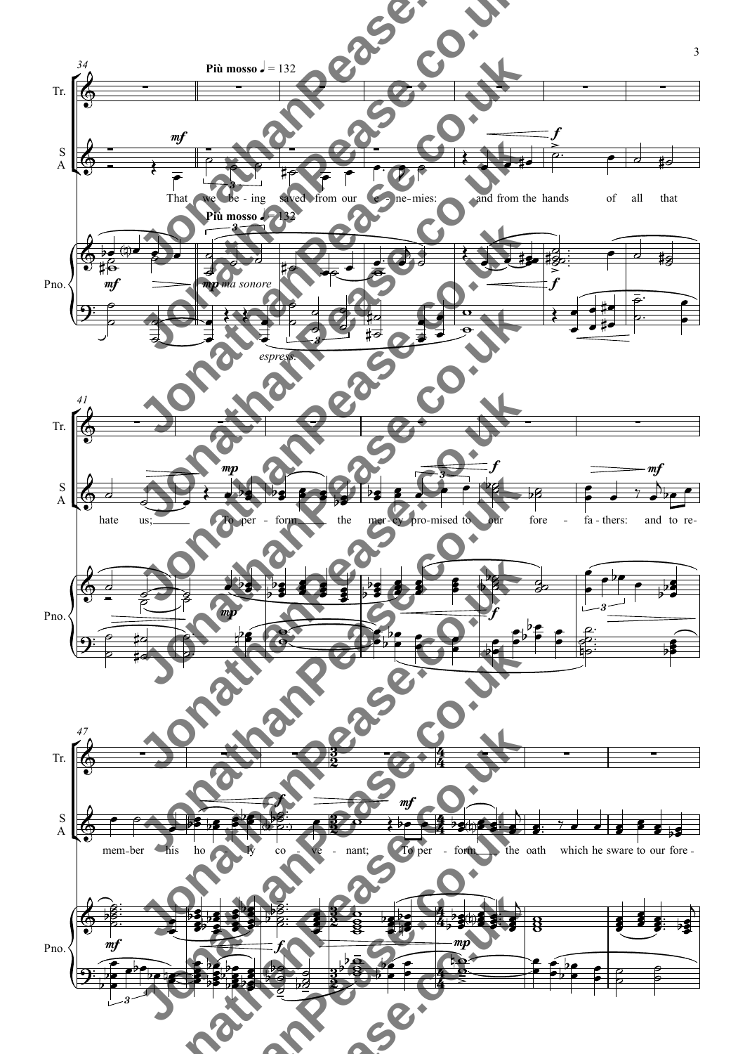**Più mosso** ♩ = 132

Tr.

S A

That we be - ing saved from our e - ne - mies: and from the hands of all that hate us; To per - form the mer - cy pro - mised to our fore - fa - thers: and to re - mem - ber his ho - ly co - ve - nant; To per - form the oath which he sware to our fore -

Pno.

*mp ma sonore*

*espress.*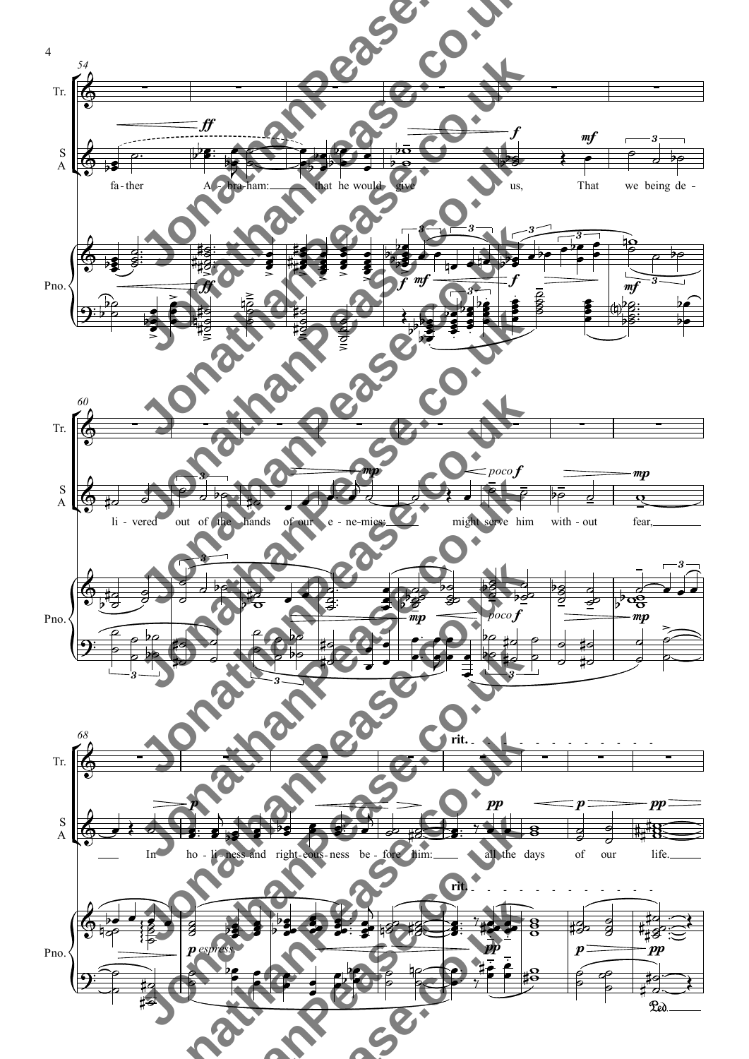fa-ther A - bra-ham: that he would give us, That we being de - li-vered out of the hands of our e - ne-mies: might serve him with-out fear,

In ho - li - ness and right-eous - ness be - fore him: all the days of our life.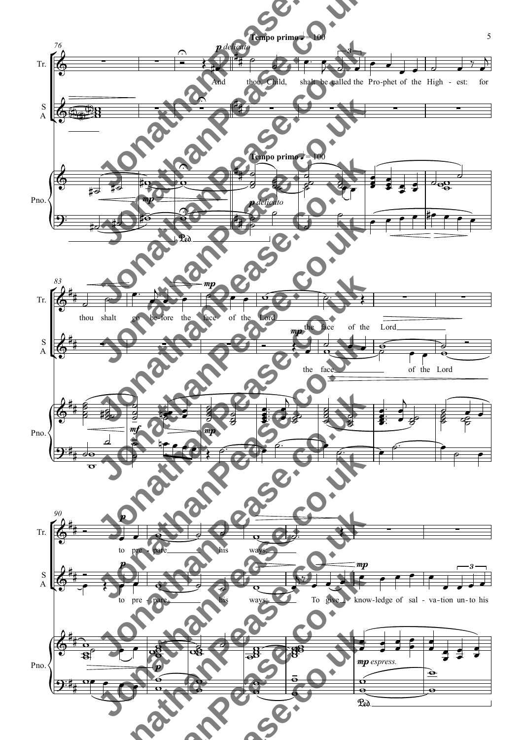**Tempo primo** ♩ = 100

*p delicato*

Tr.: And thou, Child, shalt be called the Pro-phet of the High - est: for thou shalt go be-fore the face of the Lord

S: *mp* the face of the Lord

A: the face of the Lord

Tr.: *p* to pre - pare his ways;

S A: *p* to pre - pare his ways; *mp* To give knowledge of sal - va-tion un-to his

Pno.: *mp* · *p delicato* · *mf* · *mp* · *p* · *mp espress.* · Ped.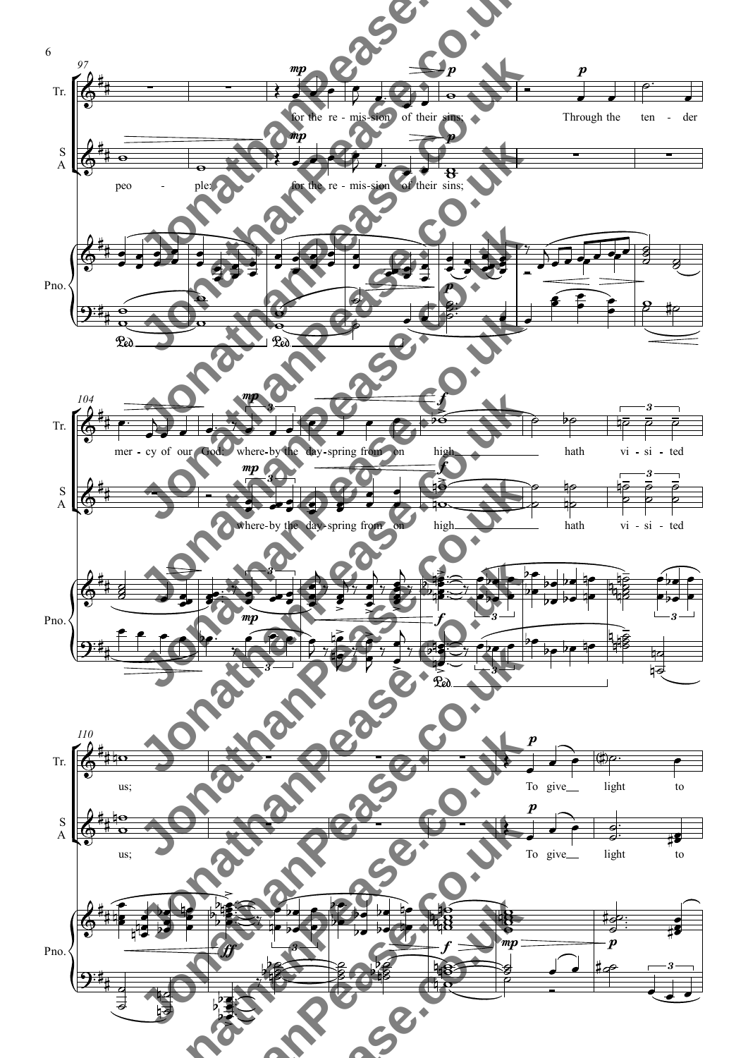Tr.

for the re - mis - sion of their sins; Through the ten - der mer - cy of our God: where - by the day - spring from on high hath vi - si - ted us; To give light to

S A

peo - ple: for the re - mis - sion of their sins; where - by the day - spring from on high hath vi - si - ted us; To give light to

Pno.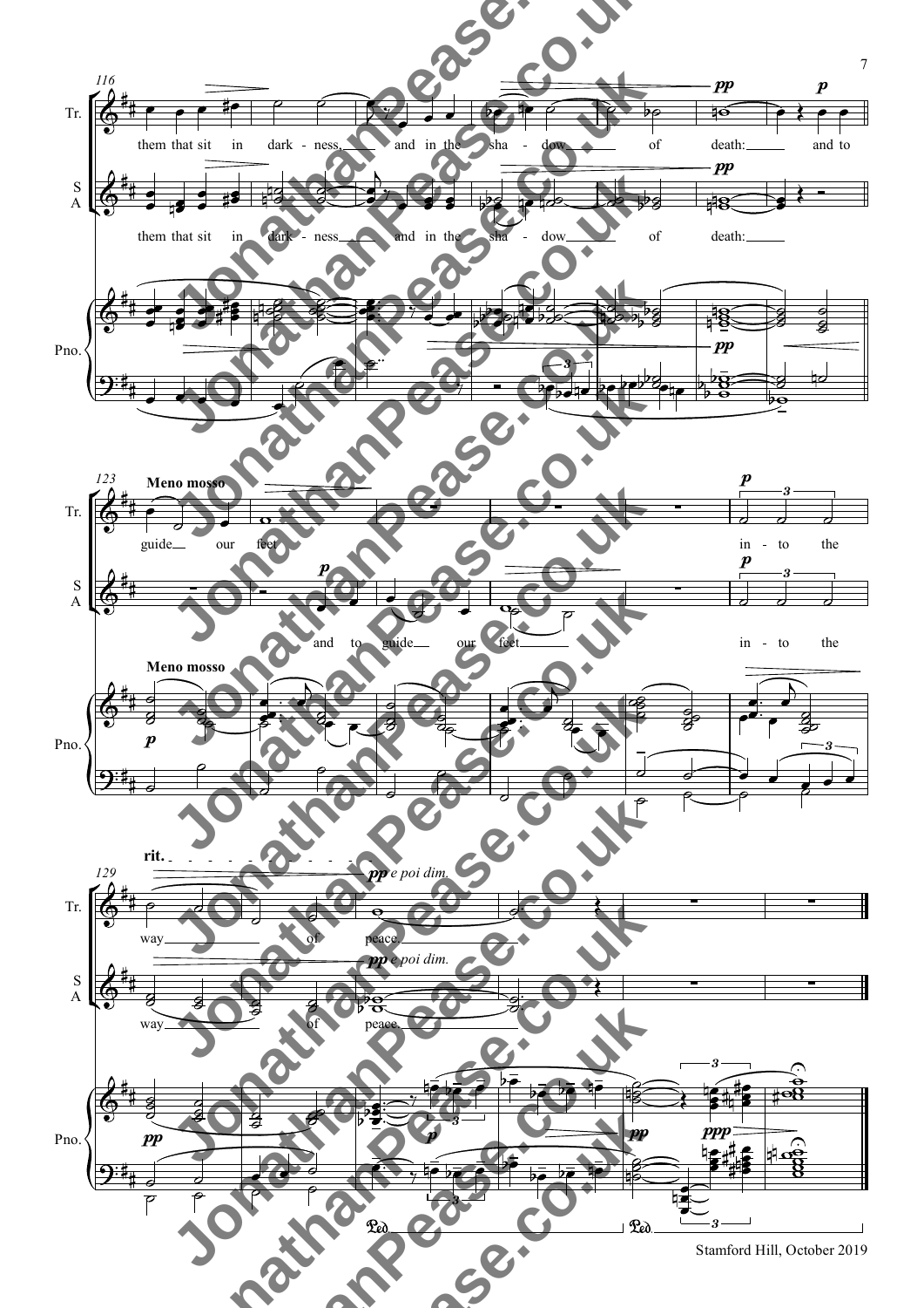Stamford Hill, October 2019